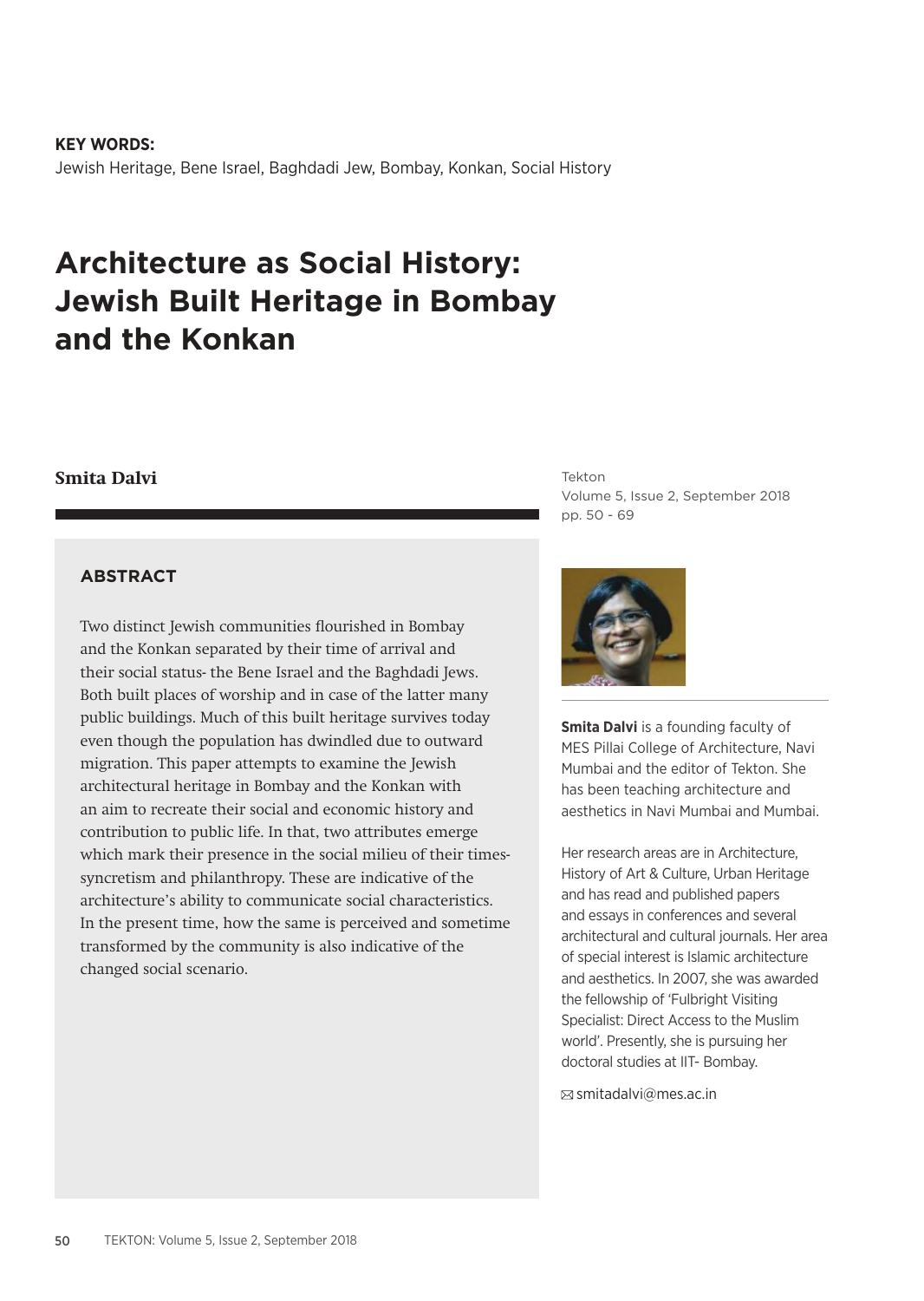**KEY WORDS:**
Jewish Heritage, Bene Israel, Baghdadi Jew, Bombay, Konkan, Social History

# Architecture as Social History: Jewish Built Heritage in Bombay and the Konkan

**Smita Dalvi**

## ABSTRACT

Two distinct Jewish communities flourished in Bombay and the Konkan separated by their time of arrival and their social status- the Bene Israel and the Baghdadi Jews. Both built places of worship and in case of the latter many public buildings. Much of this built heritage survives today even though the population has dwindled due to outward migration. This paper attempts to examine the Jewish architectural heritage in Bombay and the Konkan with an aim to recreate their social and economic history and contribution to public life. In that, two attributes emerge which mark their presence in the social milieu of their times- syncretism and philanthropy. These are indicative of the architecture's ability to communicate social characteristics. In the present time, how the same is perceived and sometime transformed by the community is also indicative of the changed social scenario.

**Smita Dalvi** is a founding faculty of MES Pillai College of Architecture, Navi Mumbai and the editor of Tekton. She has been teaching architecture and aesthetics in Navi Mumbai and Mumbai.

Her research areas are in Architecture, History of Art & Culture, Urban Heritage and has read and published papers and essays in conferences and several architectural and cultural journals. Her area of special interest is Islamic architecture and aesthetics. In 2007, she was awarded the fellowship of 'Fulbright Visiting Specialist: Direct Access to the Muslim world'. Presently, she is pursuing her doctoral studies at IIT- Bombay.

smitadalvi@mes.ac.in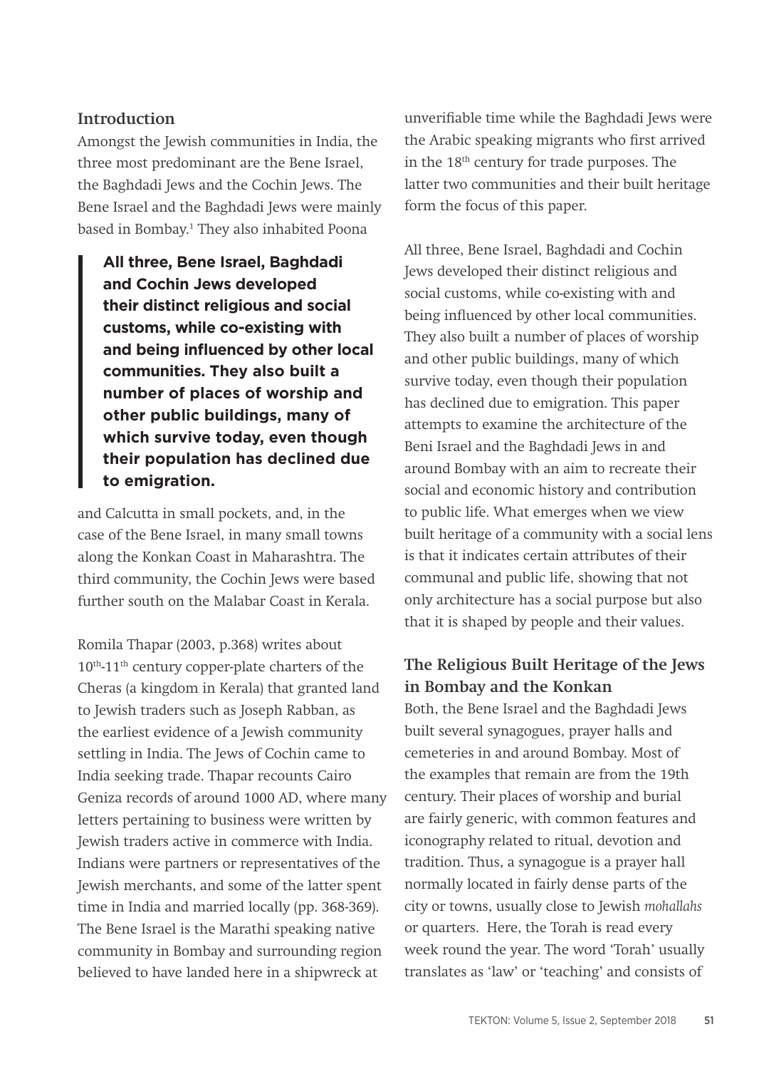## Introduction

Amongst the Jewish communities in India, the three most predominant are the Bene Israel, the Baghdadi Jews and the Cochin Jews. The Bene Israel and the Baghdadi Jews were mainly based in Bombay.[1] They also inhabited Poona and Calcutta in small pockets, and, in the case of the Bene Israel, in many small towns along the Konkan Coast in Maharashtra. The third community, the Cochin Jews were based further south on the Malabar Coast in Kerala.

> **All three, Bene Israel, Baghdadi and Cochin Jews developed their distinct religious and social customs, while co-existing with and being influenced by other local communities. They also built a number of places of worship and other public buildings, many of which survive today, even though their population has declined due to emigration.**

Romila Thapar (2003, p.368) writes about 10th-11th century copper-plate charters of the Cheras (a kingdom in Kerala) that granted land to Jewish traders such as Joseph Rabban, as the earliest evidence of a Jewish community settling in India. The Jews of Cochin came to India seeking trade. Thapar recounts Cairo Geniza records of around 1000 AD, where many letters pertaining to business were written by Jewish traders active in commerce with India. Indians were partners or representatives of the Jewish merchants, and some of the latter spent time in India and married locally (pp. 368-369). The Bene Israel is the Marathi speaking native community in Bombay and surrounding region believed to have landed here in a shipwreck at unverifiable time while the Baghdadi Jews were the Arabic speaking migrants who first arrived in the 18th century for trade purposes. The latter two communities and their built heritage form the focus of this paper.

All three, Bene Israel, Baghdadi and Cochin Jews developed their distinct religious and social customs, while co-existing with and being influenced by other local communities. They also built a number of places of worship and other public buildings, many of which survive today, even though their population has declined due to emigration. This paper attempts to examine the architecture of the Beni Israel and the Baghdadi Jews in and around Bombay with an aim to recreate their social and economic history and contribution to public life. What emerges when we view built heritage of a community with a social lens is that it indicates certain attributes of their communal and public life, showing that not only architecture has a social purpose but also that it is shaped by people and their values.

## The Religious Built Heritage of the Jews in Bombay and the Konkan

Both, the Bene Israel and the Baghdadi Jews built several synagogues, prayer halls and cemeteries in and around Bombay. Most of the examples that remain are from the 19th century. Their places of worship and burial are fairly generic, with common features and iconography related to ritual, devotion and tradition. Thus, a synagogue is a prayer hall normally located in fairly dense parts of the city or towns, usually close to Jewish *mohallahs* or quarters. Here, the Torah is read every week round the year. The word 'Torah' usually translates as 'law' or 'teaching' and consists of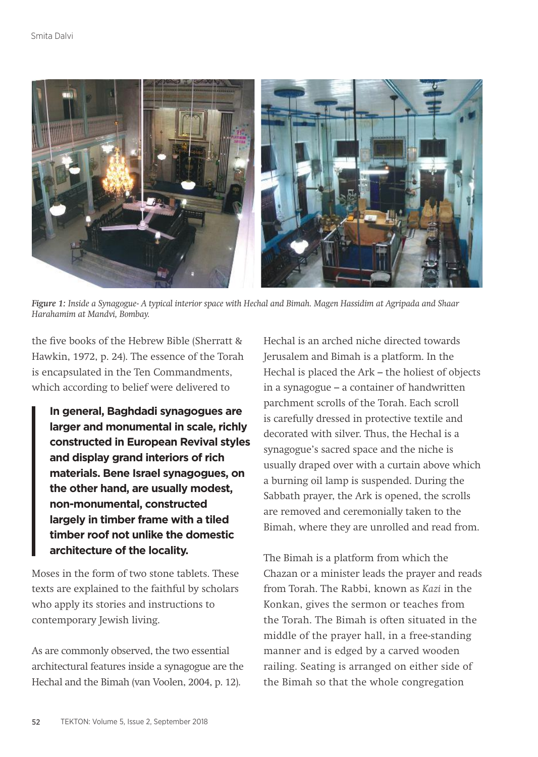*Figure 1: Inside a Synagogue- A typical interior space with Hechal and Bimah. Magen Hassidim at Agripada and Shaar Harahamim at Mandvi, Bombay.*

the five books of the Hebrew Bible (Sherratt & Hawkin, 1972, p. 24). The essence of the Torah is encapsulated in the Ten Commandments, which according to belief were delivered to Moses in the form of two stone tablets. These texts are explained to the faithful by scholars who apply its stories and instructions to contemporary Jewish living.

> **In general, Baghdadi synagogues are larger and monumental in scale, richly constructed in European Revival styles and display grand interiors of rich materials. Bene Israel synagogues, on the other hand, are usually modest, non-monumental, constructed largely in timber frame with a tiled timber roof not unlike the domestic architecture of the locality.**

As are commonly observed, the two essential architectural features inside a synagogue are the Hechal and the Bimah (van Voolen, 2004, p. 12). Hechal is an arched niche directed towards Jerusalem and Bimah is a platform. In the Hechal is placed the Ark – the holiest of objects in a synagogue – a container of handwritten parchment scrolls of the Torah. Each scroll is carefully dressed in protective textile and decorated with silver. Thus, the Hechal is a synagogue's sacred space and the niche is usually draped over with a curtain above which a burning oil lamp is suspended. During the Sabbath prayer, the Ark is opened, the scrolls are removed and ceremonially taken to the Bimah, where they are unrolled and read from.

The Bimah is a platform from which the Chazan or a minister leads the prayer and reads from Torah. The Rabbi, known as *Kazi* in the Konkan, gives the sermon or teaches from the Torah. The Bimah is often situated in the middle of the prayer hall, in a free-standing manner and is edged by a carved wooden railing. Seating is arranged on either side of the Bimah so that the whole congregation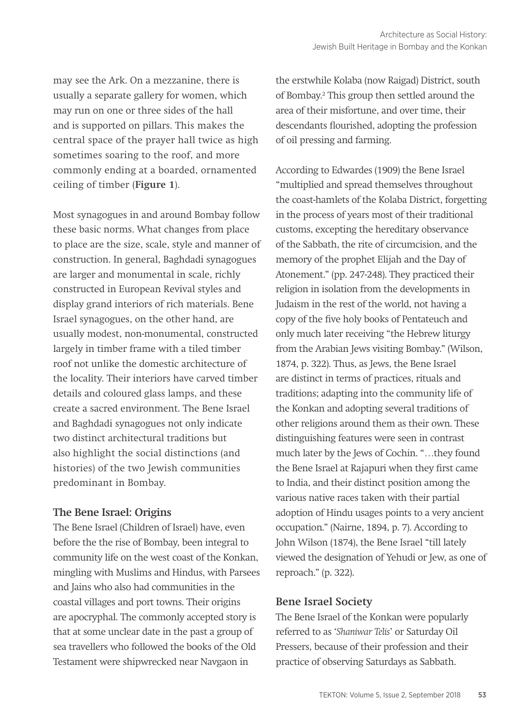may see the Ark. On a mezzanine, there is usually a separate gallery for women, which may run on one or three sides of the hall and is supported on pillars. This makes the central space of the prayer hall twice as high sometimes soaring to the roof, and more commonly ending at a boarded, ornamented ceiling of timber (**Figure 1**).

Most synagogues in and around Bombay follow these basic norms. What changes from place to place are the size, scale, style and manner of construction. In general, Baghdadi synagogues are larger and monumental in scale, richly constructed in European Revival styles and display grand interiors of rich materials. Bene Israel synagogues, on the other hand, are usually modest, non-monumental, constructed largely in timber frame with a tiled timber roof not unlike the domestic architecture of the locality. Their interiors have carved timber details and coloured glass lamps, and these create a sacred environment. The Bene Israel and Baghdadi synagogues not only indicate two distinct architectural traditions but also highlight the social distinctions (and histories) of the two Jewish communities predominant in Bombay.

### The Bene Israel: Origins

The Bene Israel (Children of Israel) have, even before the the rise of Bombay, been integral to community life on the west coast of the Konkan, mingling with Muslims and Hindus, with Parsees and Jains who also had communities in the coastal villages and port towns. Their origins are apocryphal. The commonly accepted story is that at some unclear date in the past a group of sea travellers who followed the books of the Old Testament were shipwrecked near Navgaon in the erstwhile Kolaba (now Raigad) District, south of Bombay.[2] This group then settled around the area of their misfortune, and over time, their descendants flourished, adopting the profession of oil pressing and farming.

According to Edwardes (1909) the Bene Israel "multiplied and spread themselves throughout the coast-hamlets of the Kolaba District, forgetting in the process of years most of their traditional customs, excepting the hereditary observance of the Sabbath, the rite of circumcision, and the memory of the prophet Elijah and the Day of Atonement." (pp. 247-248). They practiced their religion in isolation from the developments in Judaism in the rest of the world, not having a copy of the five holy books of Pentateuch and only much later receiving "the Hebrew liturgy from the Arabian Jews visiting Bombay." (Wilson, 1874, p. 322). Thus, as Jews, the Bene Israel are distinct in terms of practices, rituals and traditions; adapting into the community life of the Konkan and adopting several traditions of other religions around them as their own. These distinguishing features were seen in contrast much later by the Jews of Cochin. "…they found the Bene Israel at Rajapuri when they first came to India, and their distinct position among the various native races taken with their partial adoption of Hindu usages points to a very ancient occupation." (Nairne, 1894, p. 7). According to John Wilson (1874), the Bene Israel "till lately viewed the designation of Yehudi or Jew, as one of reproach." (p. 322).

### Bene Israel Society

The Bene Israel of the Konkan were popularly referred to as '*Shaniwar Telis*' or Saturday Oil Pressers, because of their profession and their practice of observing Saturdays as Sabbath.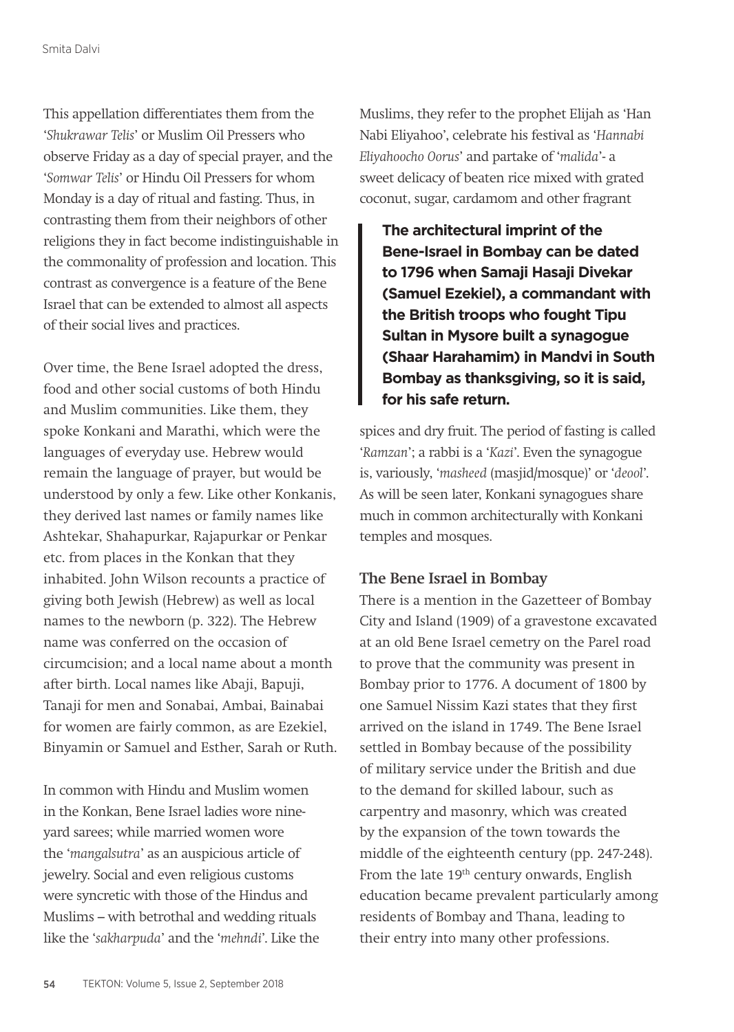This appellation differentiates them from the '*Shukrawar Telis*' or Muslim Oil Pressers who observe Friday as a day of special prayer, and the '*Somwar Telis*' or Hindu Oil Pressers for whom Monday is a day of ritual and fasting. Thus, in contrasting them from their neighbors of other religions they in fact become indistinguishable in the commonality of profession and location. This contrast as convergence is a feature of the Bene Israel that can be extended to almost all aspects of their social lives and practices.

Over time, the Bene Israel adopted the dress, food and other social customs of both Hindu and Muslim communities. Like them, they spoke Konkani and Marathi, which were the languages of everyday use. Hebrew would remain the language of prayer, but would be understood by only a few. Like other Konkanis, they derived last names or family names like Ashtekar, Shahapurkar, Rajapurkar or Penkar etc. from places in the Konkan that they inhabited. John Wilson recounts a practice of giving both Jewish (Hebrew) as well as local names to the newborn (p. 322). The Hebrew name was conferred on the occasion of circumcision; and a local name about a month after birth. Local names like Abaji, Bapuji, Tanaji for men and Sonabai, Ambai, Bainabai for women are fairly common, as are Ezekiel, Binyamin or Samuel and Esther, Sarah or Ruth.

In common with Hindu and Muslim women in the Konkan, Bene Israel ladies wore nine-yard sarees; while married women wore the '*mangalsutra*' as an auspicious article of jewelry. Social and even religious customs were syncretic with those of the Hindus and Muslims – with betrothal and wedding rituals like the '*sakharpuda*' and the '*mehndi*'. Like the Muslims, they refer to the prophet Elijah as 'Han Nabi Eliyahoo', celebrate his festival as '*Hannabi Eliyahoocho Oorus*' and partake of '*malida*'- a sweet delicacy of beaten rice mixed with grated coconut, sugar, cardamom and other fragrant spices and dry fruit. The period of fasting is called '*Ramzan*'; a rabbi is a '*Kazi*'. Even the synagogue is, variously, '*masheed* (masjid/mosque)' or '*deool*'. As will be seen later, Konkani synagogues share much in common architecturally with Konkani temples and mosques.

> **The architectural imprint of the Bene-Israel in Bombay can be dated to 1796 when Samaji Hasaji Divekar (Samuel Ezekiel), a commandant with the British troops who fought Tipu Sultan in Mysore built a synagogue (Shaar Harahamim) in Mandvi in South Bombay as thanksgiving, so it is said, for his safe return.**

### The Bene Israel in Bombay

There is a mention in the Gazetteer of Bombay City and Island (1909) of a gravestone excavated at an old Bene Israel cemetry on the Parel road to prove that the community was present in Bombay prior to 1776. A document of 1800 by one Samuel Nissim Kazi states that they first arrived on the island in 1749. The Bene Israel settled in Bombay because of the possibility of military service under the British and due to the demand for skilled labour, such as carpentry and masonry, which was created by the expansion of the town towards the middle of the eighteenth century (pp. 247-248). From the late 19th century onwards, English education became prevalent particularly among residents of Bombay and Thana, leading to their entry into many other professions.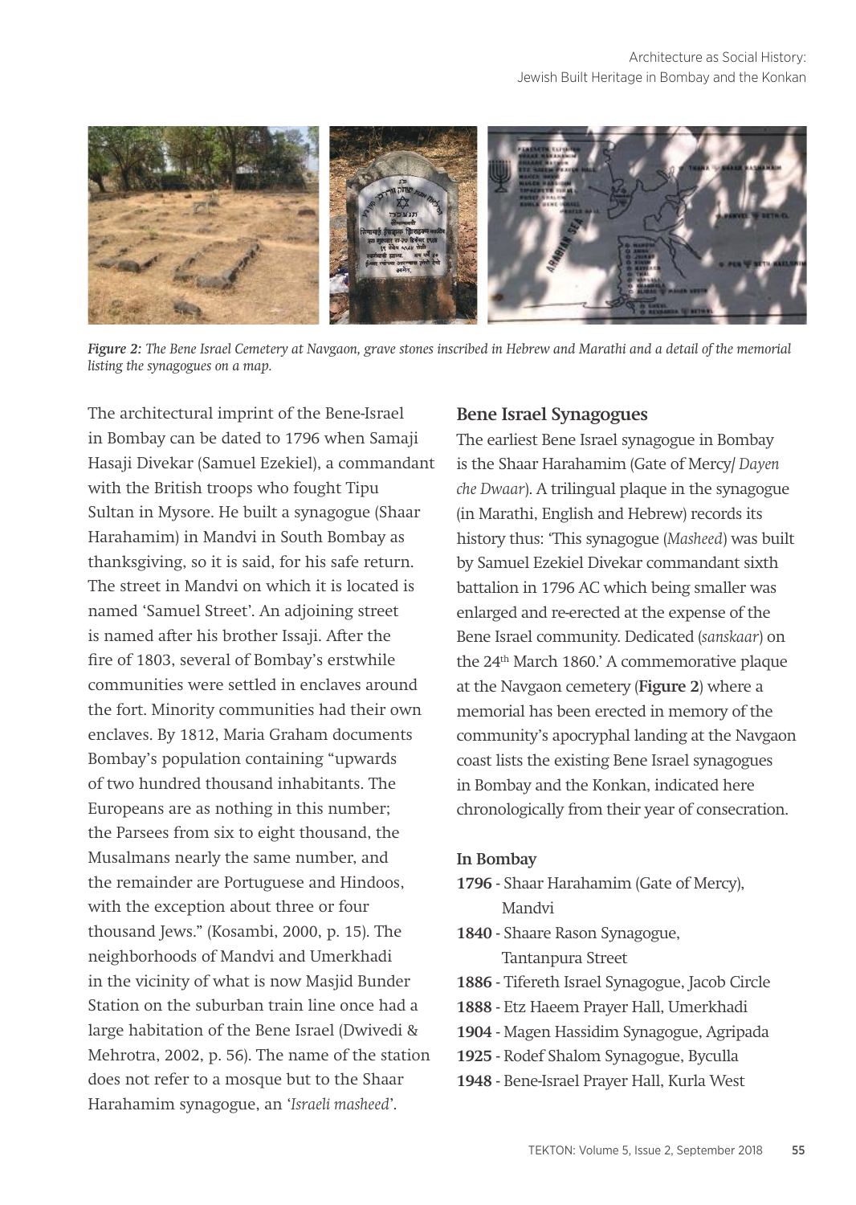*Figure 2: The Bene Israel Cemetery at Navgaon, grave stones inscribed in Hebrew and Marathi and a detail of the memorial listing the synagogues on a map.*

The architectural imprint of the Bene-Israel in Bombay can be dated to 1796 when Samaji Hasaji Divekar (Samuel Ezekiel), a commandant with the British troops who fought Tipu Sultan in Mysore. He built a synagogue (Shaar Harahamim) in Mandvi in South Bombay as thanksgiving, so it is said, for his safe return. The street in Mandvi on which it is located is named 'Samuel Street'. An adjoining street is named after his brother Issaji. After the fire of 1803, several of Bombay's erstwhile communities were settled in enclaves around the fort. Minority communities had their own enclaves. By 1812, Maria Graham documents Bombay's population containing "upwards of two hundred thousand inhabitants. The Europeans are as nothing in this number; the Parsees from six to eight thousand, the Musalmans nearly the same number, and the remainder are Portuguese and Hindoos, with the exception about three or four thousand Jews." (Kosambi, 2000, p. 15). The neighborhoods of Mandvi and Umerkhadi in the vicinity of what is now Masjid Bunder Station on the suburban train line once had a large habitation of the Bene Israel (Dwivedi & Mehrotra, 2002, p. 56). The name of the station does not refer to a mosque but to the Shaar Harahamim synagogue, an '*Israeli masheed*'.

## Bene Israel Synagogues

The earliest Bene Israel synagogue in Bombay is the Shaar Harahamim (Gate of Mercy/ *Dayen che Dwaar*). A trilingual plaque in the synagogue (in Marathi, English and Hebrew) records its history thus: 'This synagogue (*Masheed*) was built by Samuel Ezekiel Divekar commandant sixth battalion in 1796 AC which being smaller was enlarged and re-erected at the expense of the Bene Israel community. Dedicated (*sanskaar*) on the 24th March 1860.' A commemorative plaque at the Navgaon cemetery (**Figure 2**) where a memorial has been erected in memory of the community's apocryphal landing at the Navgaon coast lists the existing Bene Israel synagogues in Bombay and the Konkan, indicated here chronologically from their year of consecration.

### In Bombay

- **1796** - Shaar Harahamim (Gate of Mercy), Mandvi
- **1840** - Shaare Rason Synagogue, Tantanpura Street
- **1886** - Tifereth Israel Synagogue, Jacob Circle
- **1888** - Etz Haeem Prayer Hall, Umerkhadi
- **1904** - Magen Hassidim Synagogue, Agripada
- **1925** - Rodef Shalom Synagogue, Byculla
- **1948** - Bene-Israel Prayer Hall, Kurla West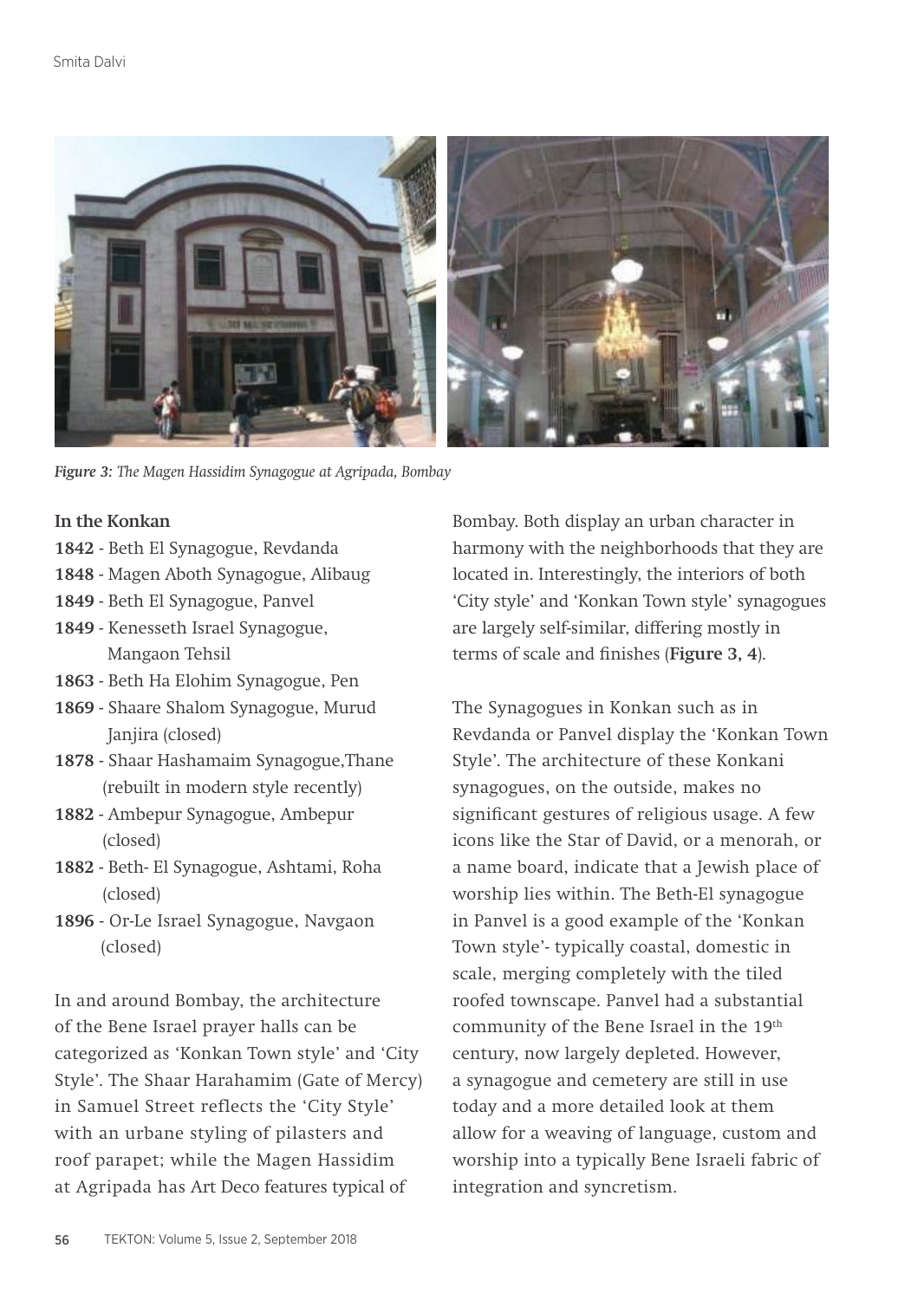*Figure 3: The Magen Hassidim Synagogue at Agripada, Bombay*

**In the Konkan**

**1842** - Beth El Synagogue, Revdanda
**1848** - Magen Aboth Synagogue, Alibaug
**1849** - Beth El Synagogue, Panvel
**1849** - Kenesseth Israel Synagogue, Mangaon Tehsil
**1863** - Beth Ha Elohim Synagogue, Pen
**1869** - Shaare Shalom Synagogue, Murud Janjira (closed)
**1878** - Shaar Hashamaim Synagogue,Thane (rebuilt in modern style recently)
**1882** - Ambepur Synagogue, Ambepur (closed)
**1882** - Beth- El Synagogue, Ashtami, Roha (closed)
**1896** - Or-Le Israel Synagogue, Navgaon (closed)

In and around Bombay, the architecture of the Bene Israel prayer halls can be categorized as 'Konkan Town style' and 'City Style'. The Shaar Harahamim (Gate of Mercy) in Samuel Street reflects the 'City Style' with an urbane styling of pilasters and roof parapet; while the Magen Hassidim at Agripada has Art Deco features typical of Bombay. Both display an urban character in harmony with the neighborhoods that they are located in. Interestingly, the interiors of both 'City style' and 'Konkan Town style' synagogues are largely self-similar, differing mostly in terms of scale and finishes (**Figure 3, 4**).

The Synagogues in Konkan such as in Revdanda or Panvel display the 'Konkan Town Style'. The architecture of these Konkani synagogues, on the outside, makes no significant gestures of religious usage. A few icons like the Star of David, or a menorah, or a name board, indicate that a Jewish place of worship lies within. The Beth-El synagogue in Panvel is a good example of the 'Konkan Town style'- typically coastal, domestic in scale, merging completely with the tiled roofed townscape. Panvel had a substantial community of the Bene Israel in the 19th century, now largely depleted. However, a synagogue and cemetery are still in use today and a more detailed look at them allow for a weaving of language, custom and worship into a typically Bene Israeli fabric of integration and syncretism.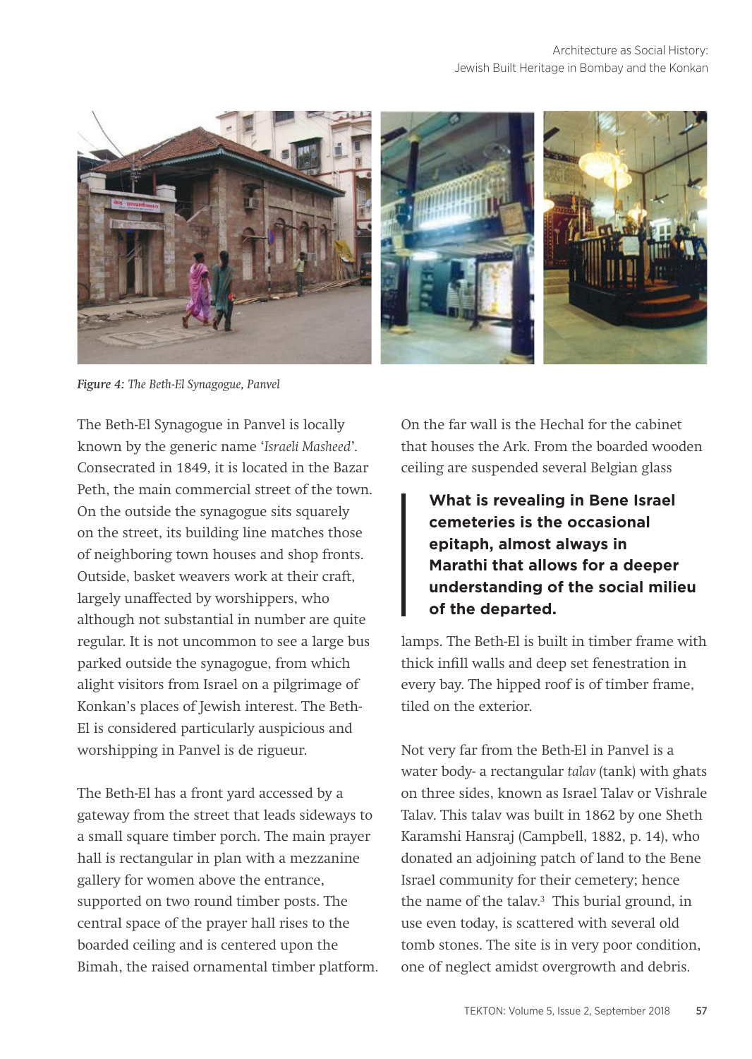*Figure 4: The Beth-El Synagogue, Panvel*

The Beth-El Synagogue in Panvel is locally known by the generic name '*Israeli Masheed*'. Consecrated in 1849, it is located in the Bazar Peth, the main commercial street of the town. On the outside the synagogue sits squarely on the street, its building line matches those of neighboring town houses and shop fronts. Outside, basket weavers work at their craft, largely unaffected by worshippers, who although not substantial in number are quite regular. It is not uncommon to see a large bus parked outside the synagogue, from which alight visitors from Israel on a pilgrimage of Konkan's places of Jewish interest. The Beth-El is considered particularly auspicious and worshipping in Panvel is de rigueur.

The Beth-El has a front yard accessed by a gateway from the street that leads sideways to a small square timber porch. The main prayer hall is rectangular in plan with a mezzanine gallery for women above the entrance, supported on two round timber posts. The central space of the prayer hall rises to the boarded ceiling and is centered upon the Bimah, the raised ornamental timber platform. On the far wall is the Hechal for the cabinet that houses the Ark. From the boarded wooden ceiling are suspended several Belgian glass lamps. The Beth-El is built in timber frame with thick infill walls and deep set fenestration in every bay. The hipped roof is of timber frame, tiled on the exterior.

> **What is revealing in Bene Israel cemeteries is the occasional epitaph, almost always in Marathi that allows for a deeper understanding of the social milieu of the departed.**

Not very far from the Beth-El in Panvel is a water body- a rectangular *talav* (tank) with ghats on three sides, known as Israel Talav or Vishrale Talav. This talav was built in 1862 by one Sheth Karamshi Hansraj (Campbell, 1882, p. 14), who donated an adjoining patch of land to the Bene Israel community for their cemetery; hence the name of the talav.[3] This burial ground, in use even today, is scattered with several old tomb stones. The site is in very poor condition, one of neglect amidst overgrowth and debris.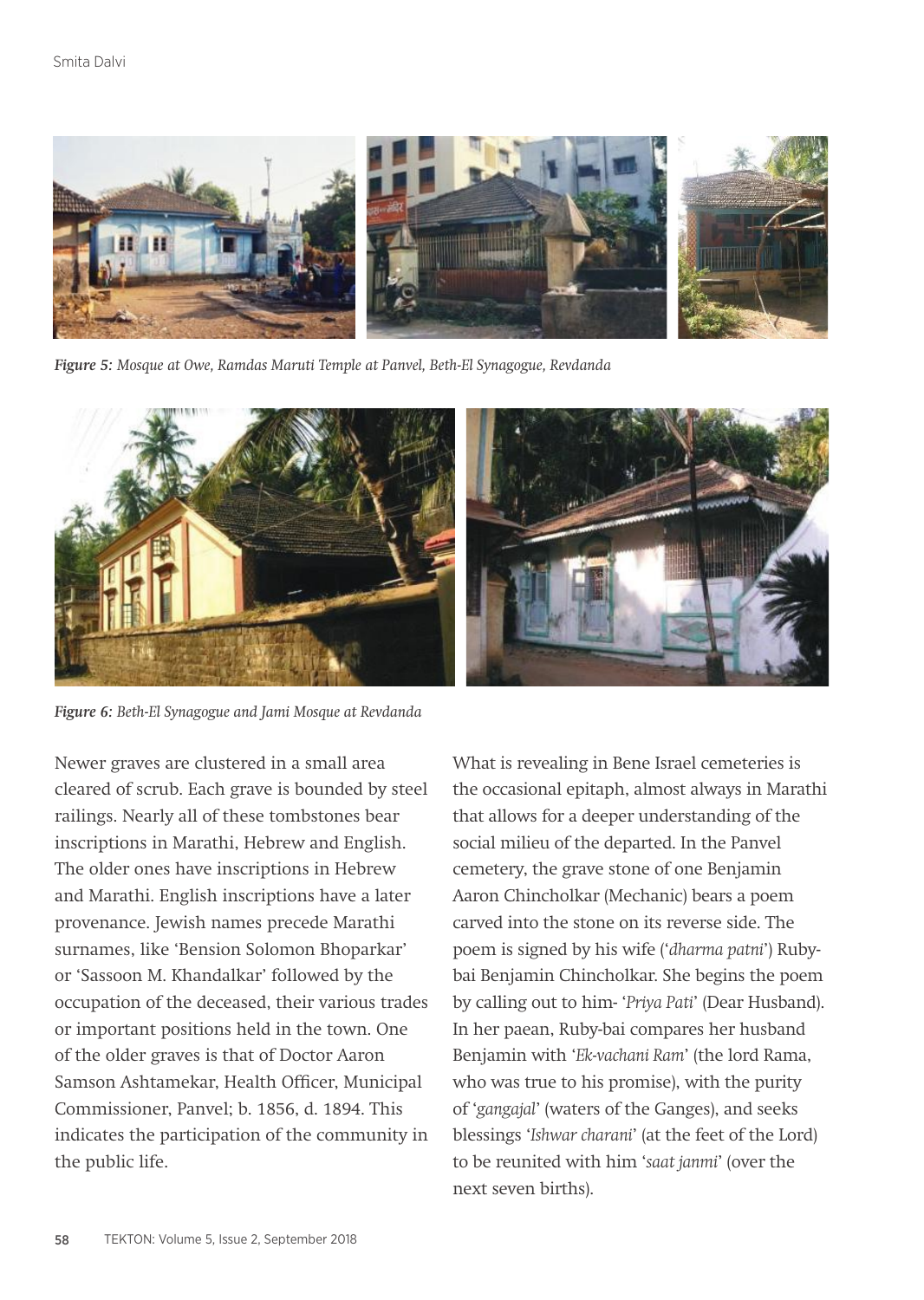*Figure 5: Mosque at Owe, Ramdas Maruti Temple at Panvel, Beth-El Synagogue, Revdanda*

*Figure 6: Beth-El Synagogue and Jami Mosque at Revdanda*

Newer graves are clustered in a small area cleared of scrub. Each grave is bounded by steel railings. Nearly all of these tombstones bear inscriptions in Marathi, Hebrew and English. The older ones have inscriptions in Hebrew and Marathi. English inscriptions have a later provenance. Jewish names precede Marathi surnames, like 'Bension Solomon Bhoparkar' or 'Sassoon M. Khandalkar' followed by the occupation of the deceased, their various trades or important positions held in the town. One of the older graves is that of Doctor Aaron Samson Ashtamekar, Health Officer, Municipal Commissioner, Panvel; b. 1856, d. 1894. This indicates the participation of the community in the public life.

What is revealing in Bene Israel cemeteries is the occasional epitaph, almost always in Marathi that allows for a deeper understanding of the social milieu of the departed. In the Panvel cemetery, the grave stone of one Benjamin Aaron Chincholkar (Mechanic) bears a poem carved into the stone on its reverse side. The poem is signed by his wife ('*dharma patni*') Ruby-bai Benjamin Chincholkar. She begins the poem by calling out to him- '*Priya Pati*' (Dear Husband). In her paean, Ruby-bai compares her husband Benjamin with '*Ek-vachani Ram*' (the lord Rama, who was true to his promise), with the purity of '*gangajal*' (waters of the Ganges), and seeks blessings '*Ishwar charani*' (at the feet of the Lord) to be reunited with him '*saat janmi*' (over the next seven births).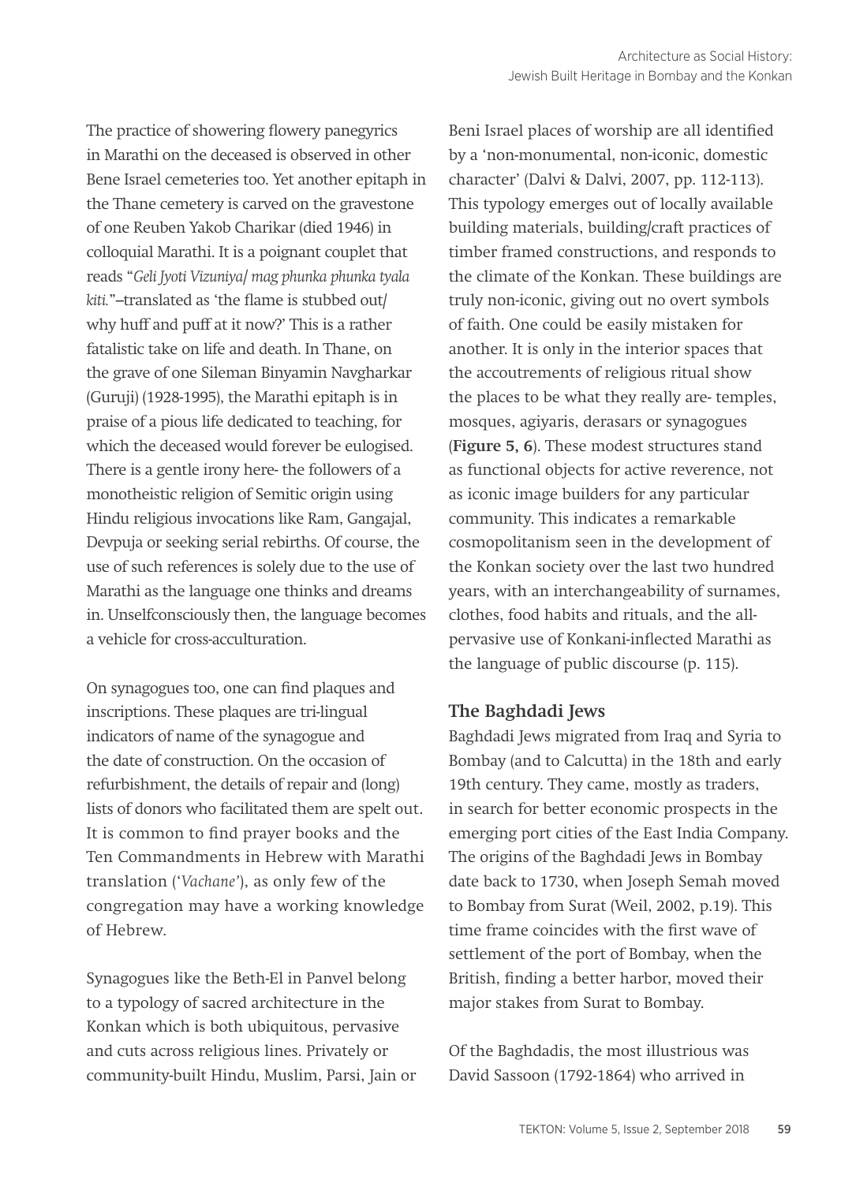The practice of showering flowery panegyrics in Marathi on the deceased is observed in other Bene Israel cemeteries too. Yet another epitaph in the Thane cemetery is carved on the gravestone of one Reuben Yakob Charikar (died 1946) in colloquial Marathi. It is a poignant couplet that reads "*Geli Jyoti Vizuniya/ mag phunka phunka tyala kiti.*"–translated as 'the flame is stubbed out/ why huff and puff at it now?' This is a rather fatalistic take on life and death. In Thane, on the grave of one Sileman Binyamin Navgharkar (Guruji) (1928-1995), the Marathi epitaph is in praise of a pious life dedicated to teaching, for which the deceased would forever be eulogised. There is a gentle irony here- the followers of a monotheistic religion of Semitic origin using Hindu religious invocations like Ram, Gangajal, Devpuja or seeking serial rebirths. Of course, the use of such references is solely due to the use of Marathi as the language one thinks and dreams in. Unselfconsciously then, the language becomes a vehicle for cross-acculturation.

On synagogues too, one can find plaques and inscriptions. These plaques are tri-lingual indicators of name of the synagogue and the date of construction. On the occasion of refurbishment, the details of repair and (long) lists of donors who facilitated them are spelt out. It is common to find prayer books and the Ten Commandments in Hebrew with Marathi translation ('*Vachane*'), as only few of the congregation may have a working knowledge of Hebrew.

Synagogues like the Beth-El in Panvel belong to a typology of sacred architecture in the Konkan which is both ubiquitous, pervasive and cuts across religious lines. Privately or community-built Hindu, Muslim, Parsi, Jain or Beni Israel places of worship are all identified by a 'non-monumental, non-iconic, domestic character' (Dalvi & Dalvi, 2007, pp. 112-113). This typology emerges out of locally available building materials, building/craft practices of timber framed constructions, and responds to the climate of the Konkan. These buildings are truly non-iconic, giving out no overt symbols of faith. One could be easily mistaken for another. It is only in the interior spaces that the accoutrements of religious ritual show the places to be what they really are- temples, mosques, agiyaris, derasars or synagogues (**Figure 5, 6**). These modest structures stand as functional objects for active reverence, not as iconic image builders for any particular community. This indicates a remarkable cosmopolitanism seen in the development of the Konkan society over the last two hundred years, with an interchangeability of surnames, clothes, food habits and rituals, and the all-pervasive use of Konkani-inflected Marathi as the language of public discourse (p. 115).

## The Baghdadi Jews

Baghdadi Jews migrated from Iraq and Syria to Bombay (and to Calcutta) in the 18th and early 19th century. They came, mostly as traders, in search for better economic prospects in the emerging port cities of the East India Company. The origins of the Baghdadi Jews in Bombay date back to 1730, when Joseph Semah moved to Bombay from Surat (Weil, 2002, p.19). This time frame coincides with the first wave of settlement of the port of Bombay, when the British, finding a better harbor, moved their major stakes from Surat to Bombay.

Of the Baghdadis, the most illustrious was David Sassoon (1792-1864) who arrived in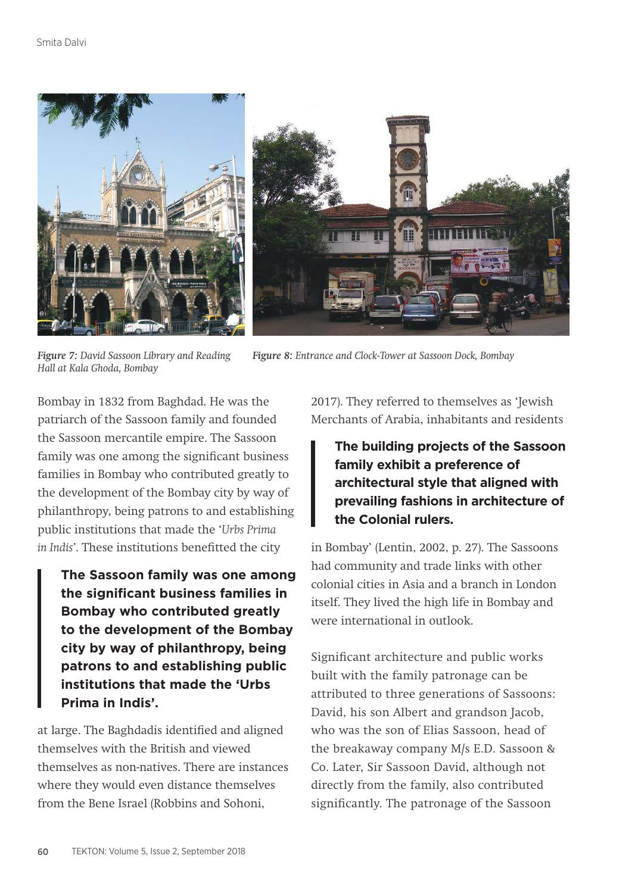*Figure 7:* *David Sassoon Library and Reading Hall at Kala Ghoda, Bombay*

*Figure 8:* *Entrance and Clock-Tower at Sassoon Dock, Bombay*

Bombay in 1832 from Baghdad. He was the patriarch of the Sassoon family and founded the Sassoon mercantile empire. The Sassoon family was one among the significant business families in Bombay who contributed greatly to the development of the Bombay city by way of philanthropy, being patrons to and establishing public institutions that made the '*Urbs Prima in Indis*'. These institutions benefitted the city at large. The Baghdadis identified and aligned themselves with the British and viewed themselves as non-natives. There are instances where they would even distance themselves from the Bene Israel (Robbins and Sohoni, 2017). They referred to themselves as 'Jewish Merchants of Arabia, inhabitants and residents in Bombay' (Lentin, 2002, p. 27). The Sassoons had community and trade links with other colonial cities in Asia and a branch in London itself. They lived the high life in Bombay and were international in outlook.

> **The Sassoon family was one among the significant business families in Bombay who contributed greatly to the development of the Bombay city by way of philanthropy, being patrons to and establishing public institutions that made the 'Urbs Prima in Indis'.**

> **The building projects of the Sassoon family exhibit a preference of architectural style that aligned with prevailing fashions in architecture of the Colonial rulers.**

Significant architecture and public works built with the family patronage can be attributed to three generations of Sassoons: David, his son Albert and grandson Jacob, who was the son of Elias Sassoon, head of the breakaway company M/s E.D. Sassoon & Co. Later, Sir Sassoon David, although not directly from the family, also contributed significantly. The patronage of the Sassoon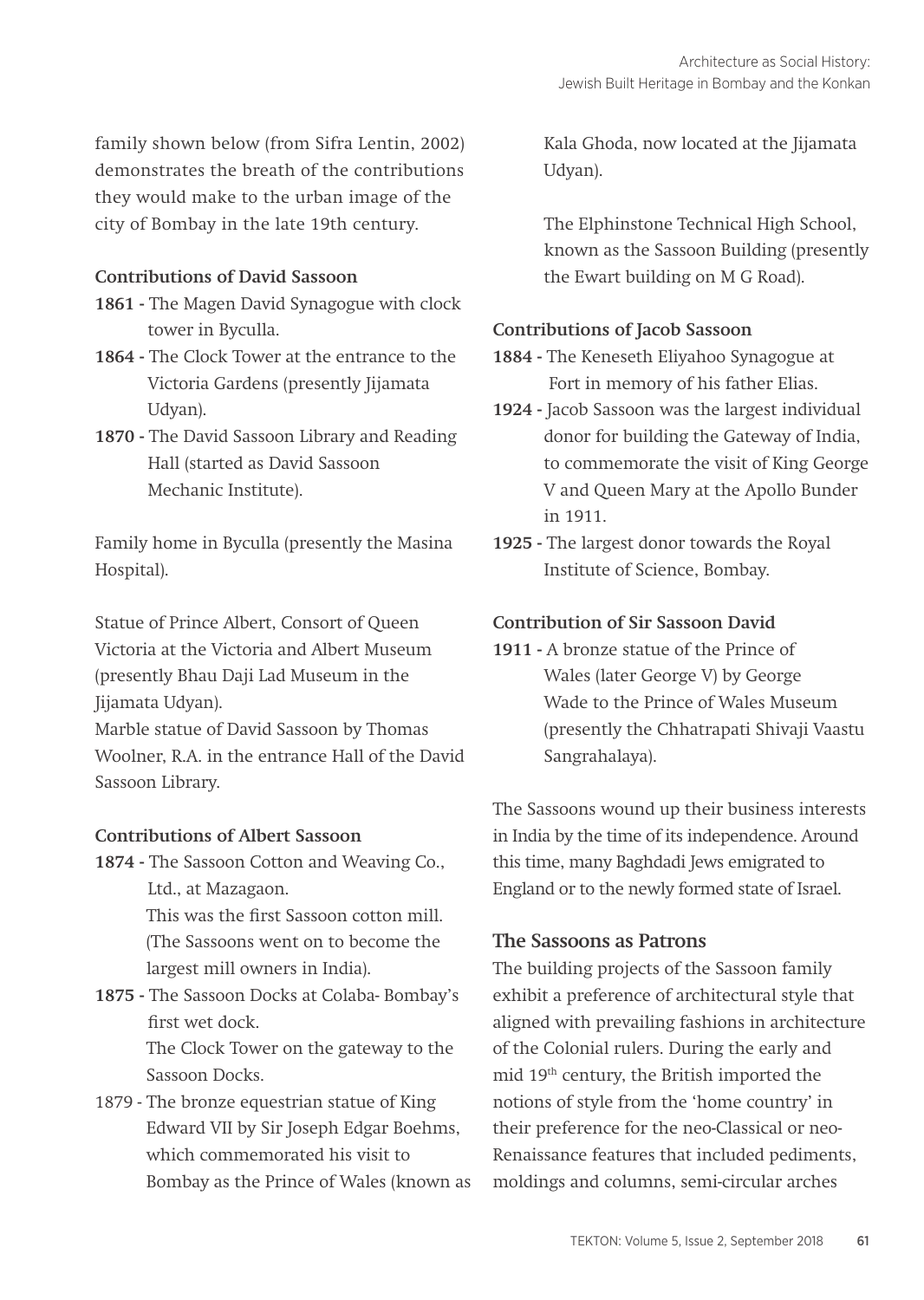family shown below (from Sifra Lentin, 2002) demonstrates the breath of the contributions they would make to the urban image of the city of Bombay in the late 19th century.

**Contributions of David Sassoon**

**1861 -** The Magen David Synagogue with clock tower in Byculla.

**1864 -** The Clock Tower at the entrance to the Victoria Gardens (presently Jijamata Udyan).

**1870 -** The David Sassoon Library and Reading Hall (started as David Sassoon Mechanic Institute).

Family home in Byculla (presently the Masina Hospital).

Statue of Prince Albert, Consort of Queen Victoria at the Victoria and Albert Museum (presently Bhau Daji Lad Museum in the Jijamata Udyan).

Marble statue of David Sassoon by Thomas Woolner, R.A. in the entrance Hall of the David Sassoon Library.

**Contributions of Albert Sassoon**

**1874 -** The Sassoon Cotton and Weaving Co., Ltd., at Mazagaon.
This was the first Sassoon cotton mill. (The Sassoons went on to become the largest mill owners in India).

**1875 -** The Sassoon Docks at Colaba- Bombay's first wet dock.
The Clock Tower on the gateway to the Sassoon Docks.

1879 - The bronze equestrian statue of King Edward VII by Sir Joseph Edgar Boehms, which commemorated his visit to Bombay as the Prince of Wales (known as Kala Ghoda, now located at the Jijamata Udyan).

The Elphinstone Technical High School, known as the Sassoon Building (presently the Ewart building on M G Road).

**Contributions of Jacob Sassoon**

**1884 -** The Keneseth Eliyahoo Synagogue at Fort in memory of his father Elias.

**1924 -** Jacob Sassoon was the largest individual donor for building the Gateway of India, to commemorate the visit of King George V and Queen Mary at the Apollo Bunder in 1911.

**1925 -** The largest donor towards the Royal Institute of Science, Bombay.

**Contribution of Sir Sassoon David**

**1911 -** A bronze statue of the Prince of Wales (later George V) by George Wade to the Prince of Wales Museum (presently the Chhatrapati Shivaji Vaastu Sangrahalaya).

The Sassoons wound up their business interests in India by the time of its independence. Around this time, many Baghdadi Jews emigrated to England or to the newly formed state of Israel.

## The Sassoons as Patrons

The building projects of the Sassoon family exhibit a preference of architectural style that aligned with prevailing fashions in architecture of the Colonial rulers. During the early and mid 19th century, the British imported the notions of style from the 'home country' in their preference for the neo-Classical or neo-Renaissance features that included pediments, moldings and columns, semi-circular arches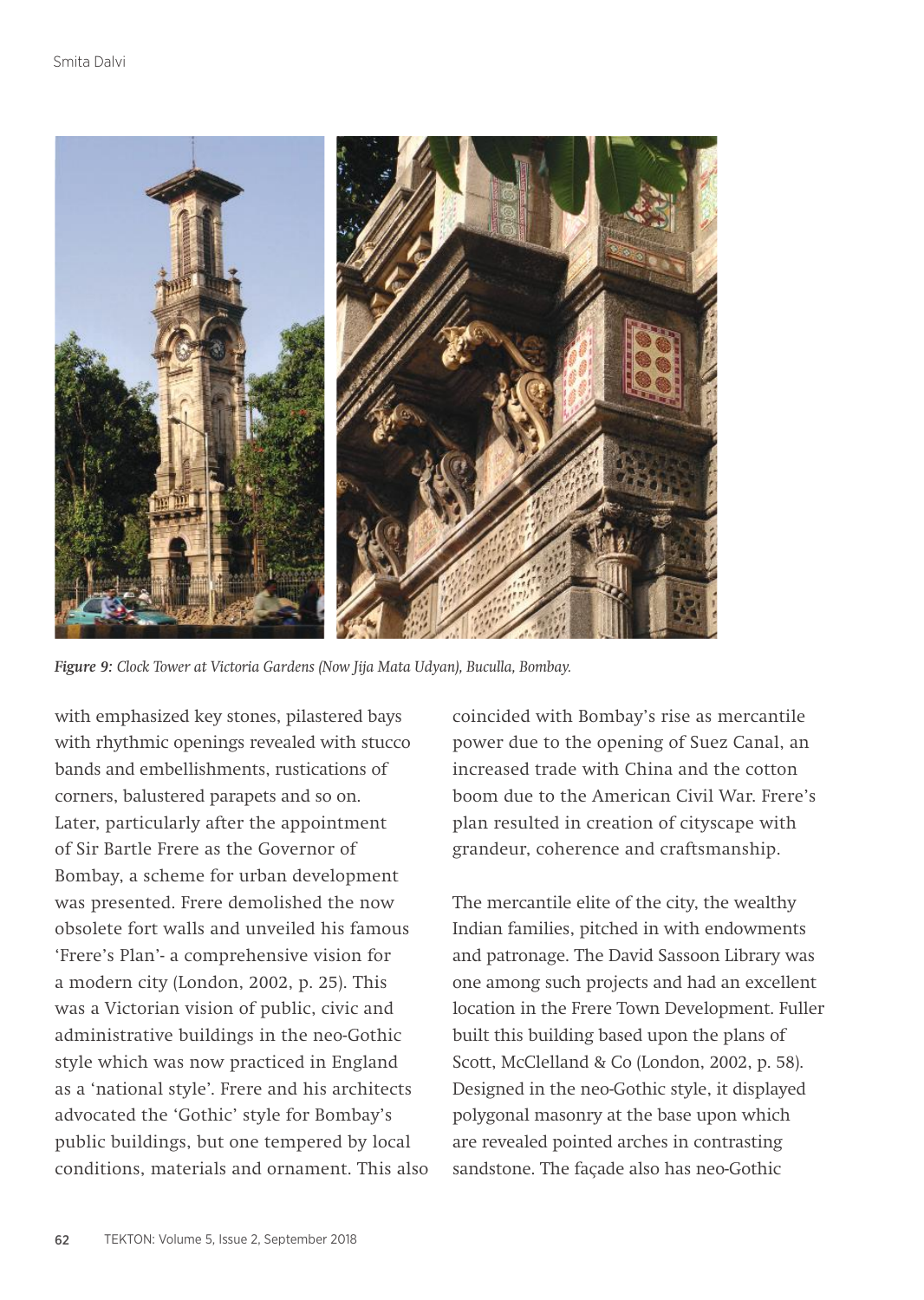*Figure 9: Clock Tower at Victoria Gardens (Now Jija Mata Udyan), Buculla, Bombay.*

with emphasized key stones, pilastered bays with rhythmic openings revealed with stucco bands and embellishments, rustications of corners, balustered parapets and so on. Later, particularly after the appointment of Sir Bartle Frere as the Governor of Bombay, a scheme for urban development was presented. Frere demolished the now obsolete fort walls and unveiled his famous 'Frere's Plan'- a comprehensive vision for a modern city (London, 2002, p. 25). This was a Victorian vision of public, civic and administrative buildings in the neo-Gothic style which was now practiced in England as a 'national style'. Frere and his architects advocated the 'Gothic' style for Bombay's public buildings, but one tempered by local conditions, materials and ornament. This also coincided with Bombay's rise as mercantile power due to the opening of Suez Canal, an increased trade with China and the cotton boom due to the American Civil War. Frere's plan resulted in creation of cityscape with grandeur, coherence and craftsmanship.

The mercantile elite of the city, the wealthy Indian families, pitched in with endowments and patronage. The David Sassoon Library was one among such projects and had an excellent location in the Frere Town Development. Fuller built this building based upon the plans of Scott, McClelland & Co (London, 2002, p. 58). Designed in the neo-Gothic style, it displayed polygonal masonry at the base upon which are revealed pointed arches in contrasting sandstone. The façade also has neo-Gothic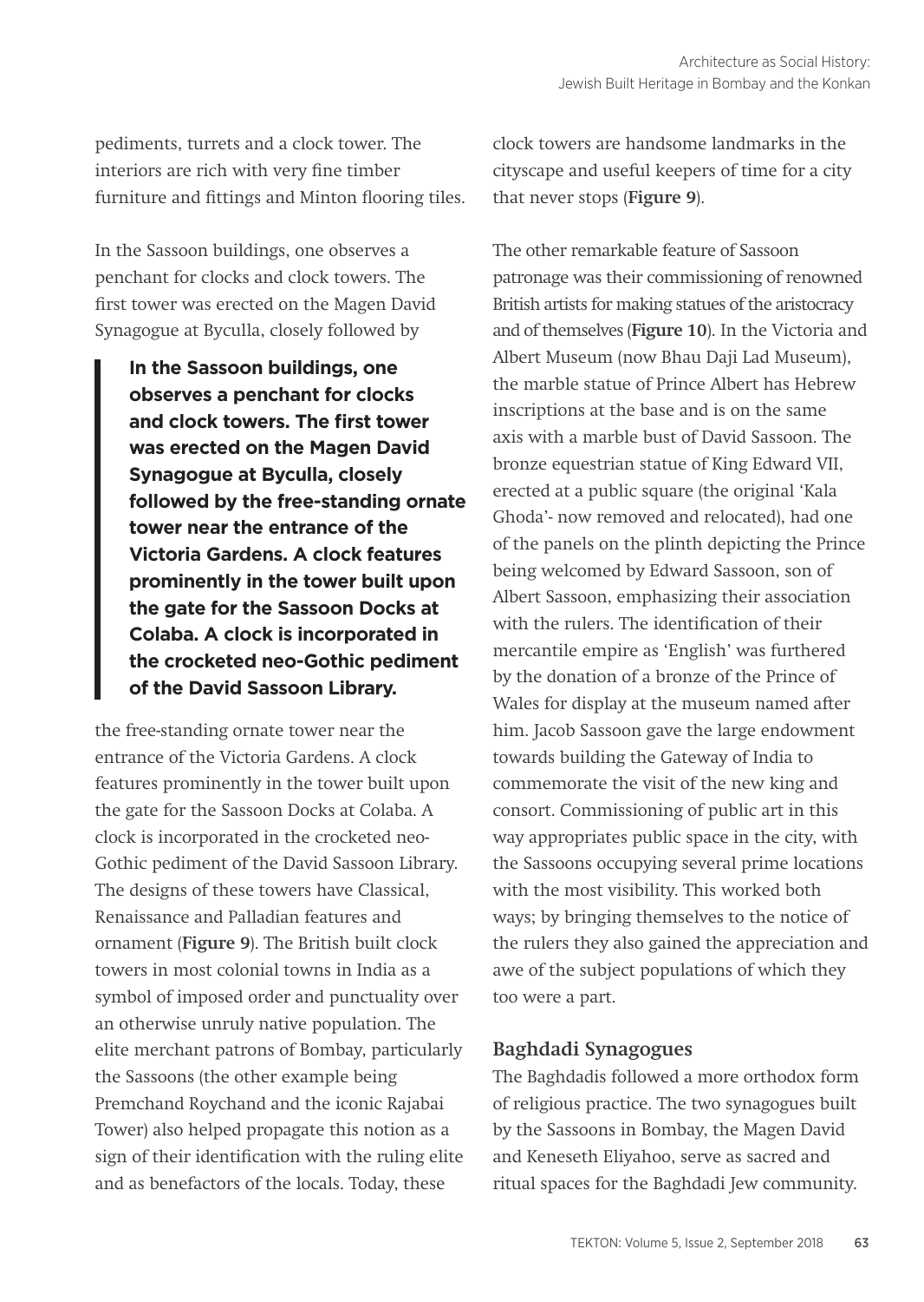pediments, turrets and a clock tower. The interiors are rich with very fine timber furniture and fittings and Minton flooring tiles.

In the Sassoon buildings, one observes a penchant for clocks and clock towers. The first tower was erected on the Magen David Synagogue at Byculla, closely followed by the free-standing ornate tower near the entrance of the Victoria Gardens. A clock features prominently in the tower built upon the gate for the Sassoon Docks at Colaba. A clock is incorporated in the crocketed neo-Gothic pediment of the David Sassoon Library. The designs of these towers have Classical, Renaissance and Palladian features and ornament (**Figure 9**). The British built clock towers in most colonial towns in India as a symbol of imposed order and punctuality over an otherwise unruly native population. The elite merchant patrons of Bombay, particularly the Sassoons (the other example being Premchand Roychand and the iconic Rajabai Tower) also helped propagate this notion as a sign of their identification with the ruling elite and as benefactors of the locals. Today, these clock towers are handsome landmarks in the cityscape and useful keepers of time for a city that never stops (**Figure 9**).

> **In the Sassoon buildings, one observes a penchant for clocks and clock towers. The first tower was erected on the Magen David Synagogue at Byculla, closely followed by the free-standing ornate tower near the entrance of the Victoria Gardens. A clock features prominently in the tower built upon the gate for the Sassoon Docks at Colaba. A clock is incorporated in the crocketed neo-Gothic pediment of the David Sassoon Library.**

The other remarkable feature of Sassoon patronage was their commissioning of renowned British artists for making statues of the aristocracy and of themselves (**Figure 10**). In the Victoria and Albert Museum (now Bhau Daji Lad Museum), the marble statue of Prince Albert has Hebrew inscriptions at the base and is on the same axis with a marble bust of David Sassoon. The bronze equestrian statue of King Edward VII, erected at a public square (the original 'Kala Ghoda'- now removed and relocated), had one of the panels on the plinth depicting the Prince being welcomed by Edward Sassoon, son of Albert Sassoon, emphasizing their association with the rulers. The identification of their mercantile empire as 'English' was furthered by the donation of a bronze of the Prince of Wales for display at the museum named after him. Jacob Sassoon gave the large endowment towards building the Gateway of India to commemorate the visit of the new king and consort. Commissioning of public art in this way appropriates public space in the city, with the Sassoons occupying several prime locations with the most visibility. This worked both ways; by bringing themselves to the notice of the rulers they also gained the appreciation and awe of the subject populations of which they too were a part.

## Baghdadi Synagogues

The Baghdadis followed a more orthodox form of religious practice. The two synagogues built by the Sassoons in Bombay, the Magen David and Keneseth Eliyahoo, serve as sacred and ritual spaces for the Baghdadi Jew community.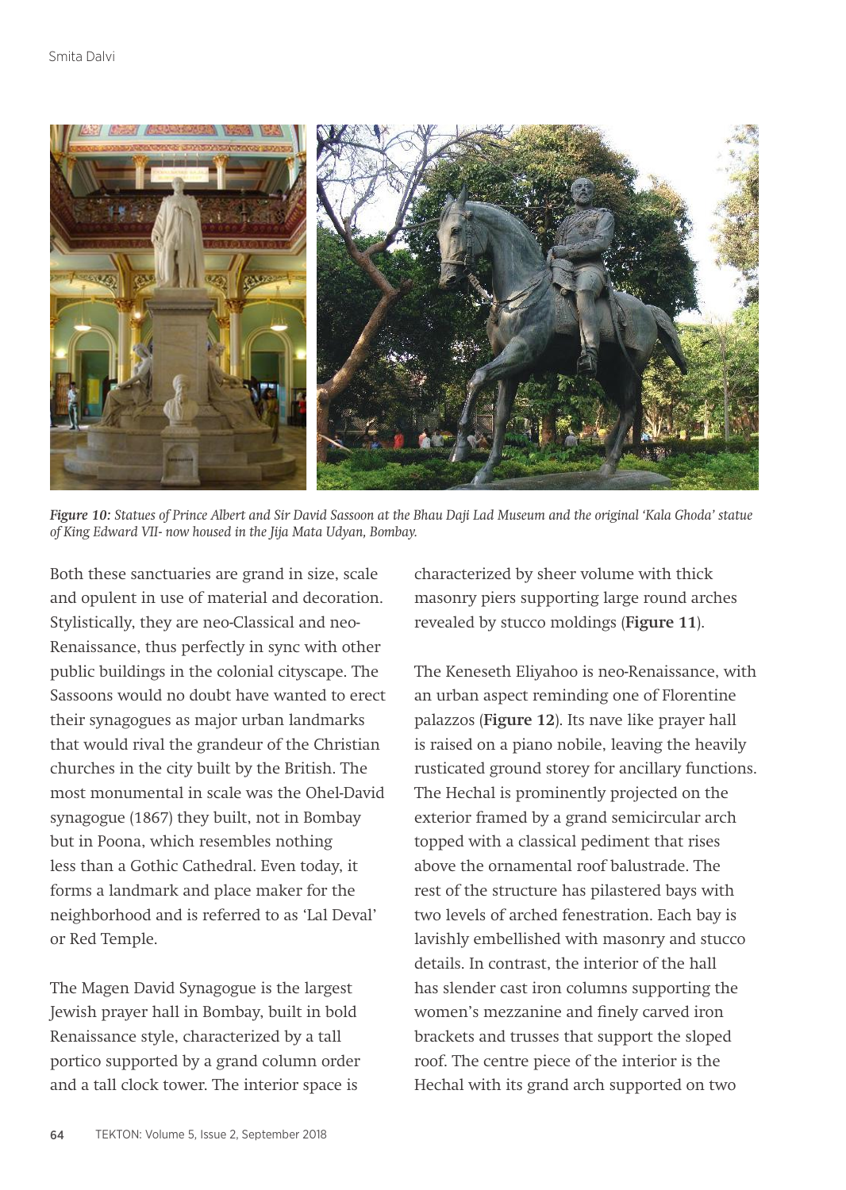*Figure 10: Statues of Prince Albert and Sir David Sassoon at the Bhau Daji Lad Museum and the original 'Kala Ghoda' statue of King Edward VII- now housed in the Jija Mata Udyan, Bombay.*

Both these sanctuaries are grand in size, scale and opulent in use of material and decoration. Stylistically, they are neo-Classical and neo-Renaissance, thus perfectly in sync with other public buildings in the colonial cityscape. The Sassoons would no doubt have wanted to erect their synagogues as major urban landmarks that would rival the grandeur of the Christian churches in the city built by the British. The most monumental in scale was the Ohel-David synagogue (1867) they built, not in Bombay but in Poona, which resembles nothing less than a Gothic Cathedral. Even today, it forms a landmark and place maker for the neighborhood and is referred to as 'Lal Deval' or Red Temple.

The Magen David Synagogue is the largest Jewish prayer hall in Bombay, built in bold Renaissance style, characterized by a tall portico supported by a grand column order and a tall clock tower. The interior space is characterized by sheer volume with thick masonry piers supporting large round arches revealed by stucco moldings (**Figure 11**).

The Keneseth Eliyahoo is neo-Renaissance, with an urban aspect reminding one of Florentine palazzos (**Figure 12**). Its nave like prayer hall is raised on a piano nobile, leaving the heavily rusticated ground storey for ancillary functions. The Hechal is prominently projected on the exterior framed by a grand semicircular arch topped with a classical pediment that rises above the ornamental roof balustrade. The rest of the structure has pilastered bays with two levels of arched fenestration. Each bay is lavishly embellished with masonry and stucco details. In contrast, the interior of the hall has slender cast iron columns supporting the women's mezzanine and finely carved iron brackets and trusses that support the sloped roof. The centre piece of the interior is the Hechal with its grand arch supported on two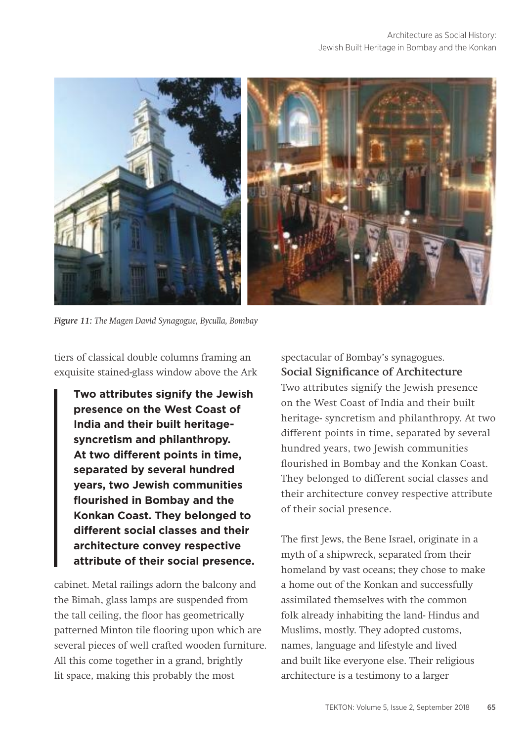*Figure 11: The Magen David Synagogue, Byculla, Bombay*

tiers of classical double columns framing an exquisite stained-glass window above the Ark cabinet. Metal railings adorn the balcony and the Bimah, glass lamps are suspended from the tall ceiling, the floor has geometrically patterned Minton tile flooring upon which are several pieces of well crafted wooden furniture. All this come together in a grand, brightly lit space, making this probably the most spectacular of Bombay's synagogues.

> **Two attributes signify the Jewish presence on the West Coast of India and their built heritage- syncretism and philanthropy. At two different points in time, separated by several hundred years, two Jewish communities flourished in Bombay and the Konkan Coast. They belonged to different social classes and their architecture convey respective attribute of their social presence.**

### Social Significance of Architecture

Two attributes signify the Jewish presence on the West Coast of India and their built heritage- syncretism and philanthropy. At two different points in time, separated by several hundred years, two Jewish communities flourished in Bombay and the Konkan Coast. They belonged to different social classes and their architecture convey respective attribute of their social presence.

The first Jews, the Bene Israel, originate in a myth of a shipwreck, separated from their homeland by vast oceans; they chose to make a home out of the Konkan and successfully assimilated themselves with the common folk already inhabiting the land- Hindus and Muslims, mostly. They adopted customs, names, language and lifestyle and lived and built like everyone else. Their religious architecture is a testimony to a larger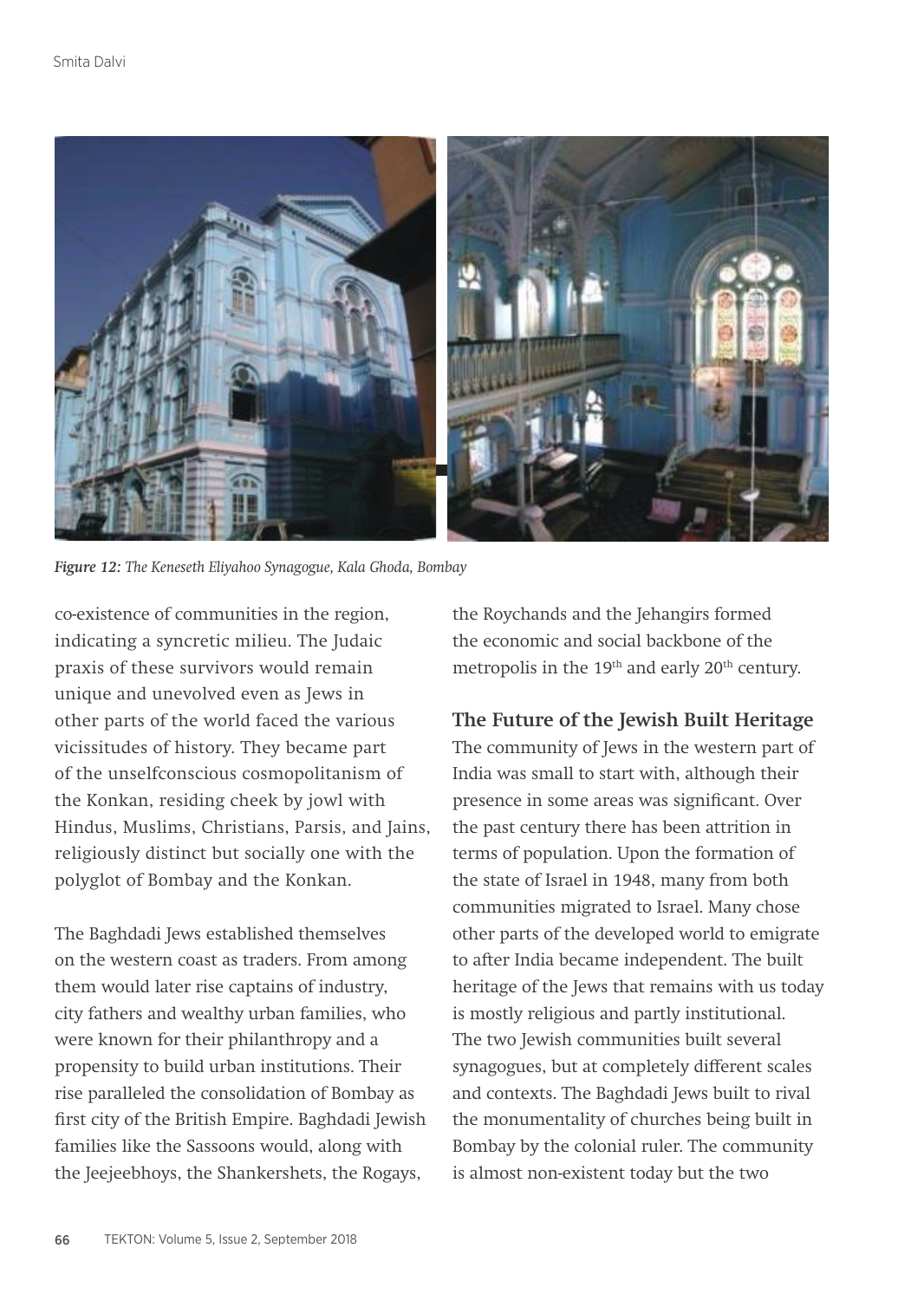*Figure 12: The Keneseth Eliyahoo Synagogue, Kala Ghoda, Bombay*

co-existence of communities in the region, indicating a syncretic milieu. The Judaic praxis of these survivors would remain unique and unevolved even as Jews in other parts of the world faced the various vicissitudes of history. They became part of the unselfconscious cosmopolitanism of the Konkan, residing cheek by jowl with Hindus, Muslims, Christians, Parsis, and Jains, religiously distinct but socially one with the polyglot of Bombay and the Konkan.

The Baghdadi Jews established themselves on the western coast as traders. From among them would later rise captains of industry, city fathers and wealthy urban families, who were known for their philanthropy and a propensity to build urban institutions. Their rise paralleled the consolidation of Bombay as first city of the British Empire. Baghdadi Jewish families like the Sassoons would, along with the Jeejeebhoys, the Shankershets, the Rogays, the Roychands and the Jehangirs formed the economic and social backbone of the metropolis in the 19th and early 20th century.

## The Future of the Jewish Built Heritage

The community of Jews in the western part of India was small to start with, although their presence in some areas was significant. Over the past century there has been attrition in terms of population. Upon the formation of the state of Israel in 1948, many from both communities migrated to Israel. Many chose other parts of the developed world to emigrate to after India became independent. The built heritage of the Jews that remains with us today is mostly religious and partly institutional. The two Jewish communities built several synagogues, but at completely different scales and contexts. The Baghdadi Jews built to rival the monumentality of churches being built in Bombay by the colonial ruler. The community is almost non-existent today but the two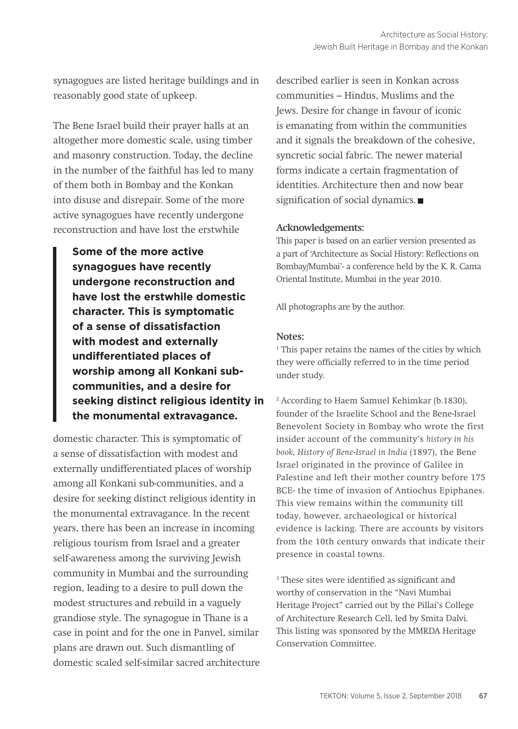synagogues are listed heritage buildings and in reasonably good state of upkeep.

The Bene Israel build their prayer halls at an altogether more domestic scale, using timber and masonry construction. Today, the decline in the number of the faithful has led to many of them both in Bombay and the Konkan into disuse and disrepair. Some of the more active synagogues have recently undergone reconstruction and have lost the erstwhile domestic character. This is symptomatic of a sense of dissatisfaction with modest and externally undifferentiated places of worship among all Konkani sub-communities, and a desire for seeking distinct religious identity in the monumental extravagance. In the recent years, there has been an increase in incoming religious tourism from Israel and a greater self-awareness among the surviving Jewish community in Mumbai and the surrounding region, leading to a desire to pull down the modest structures and rebuild in a vaguely grandiose style. The synagogue in Thane is a case in point and for the one in Panvel, similar plans are drawn out. Such dismantling of domestic scaled self-similar sacred architecture described earlier is seen in Konkan across communities – Hindus, Muslims and the Jews. Desire for change in favour of iconic is emanating from within the communities and it signals the breakdown of the cohesive, syncretic social fabric. The newer material forms indicate a certain fragmentation of identities. Architecture then and now bear signification of social dynamics. ■

> **Some of the more active synagogues have recently undergone reconstruction and have lost the erstwhile domestic character. This is symptomatic of a sense of dissatisfaction with modest and externally undifferentiated places of worship among all Konkani sub-communities, and a desire for seeking distinct religious identity in the monumental extravagance.**

### Acknowledgements:

This paper is based on an earlier version presented as a part of 'Architecture as Social History: Reflections on Bombay/Mumbai'- a conference held by the K. R. Cama Oriental Institute, Mumbai in the year 2010.

All photographs are by the author.

### Notes:

[1] This paper retains the names of the cities by which they were officially referred to in the time period under study.

[2] According to Haem Samuel Kehimkar (b.1830), founder of the Israelite School and the Bene-Israel Benevolent Society in Bombay who wrote the first insider account of the community's *history in his book, History of Bene-Israel in India* (1897), the Bene Israel originated in the province of Galilee in Palestine and left their mother country before 175 BCE- the time of invasion of Antiochus Epiphanes. This view remains within the community till today, however, archaeological or historical evidence is lacking. There are accounts by visitors from the 10th century onwards that indicate their presence in coastal towns.

[3] These sites were identified as significant and worthy of conservation in the "Navi Mumbai Heritage Project" carried out by the Pillai's College of Architecture Research Cell, led by Smita Dalvi. This listing was sponsored by the MMRDA Heritage Conservation Committee.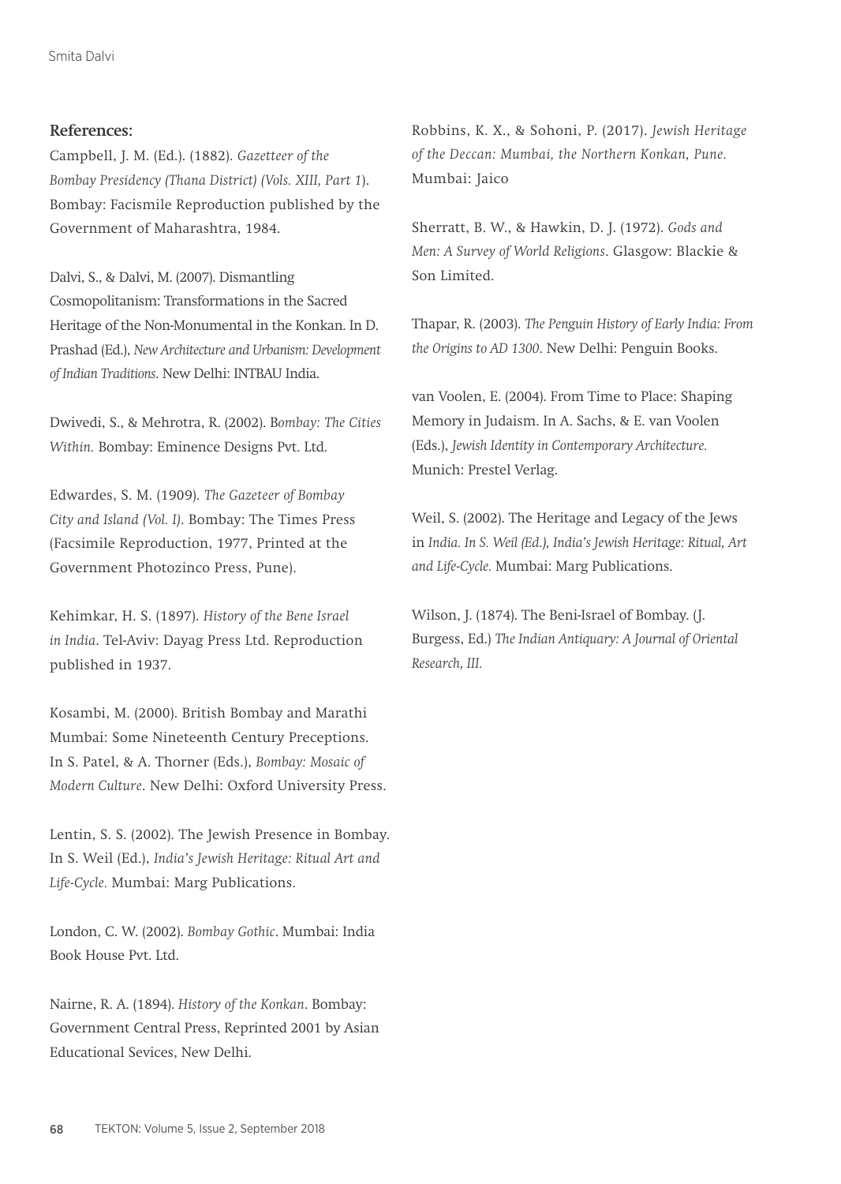## References:

Campbell, J. M. (Ed.). (1882). *Gazetteer of the Bombay Presidency (Thana District) (Vols. XIII, Part 1*). Bombay: Facismile Reproduction published by the Government of Maharashtra, 1984.

Dalvi, S., & Dalvi, M. (2007). Dismantling Cosmopolitanism: Transformations in the Sacred Heritage of the Non-Monumental in the Konkan. In D. Prashad (Ed.), *New Architecture and Urbanism: Development of Indian Traditions*. New Delhi: INTBAU India.

Dwivedi, S., & Mehrotra, R. (2002). B*ombay: The Cities Within.* Bombay: Eminence Designs Pvt. Ltd.

Edwardes, S. M. (1909). *The Gazeteer of Bombay City and Island (Vol. I)*. Bombay: The Times Press (Facsimile Reproduction, 1977, Printed at the Government Photozinco Press, Pune).

Kehimkar, H. S. (1897). *History of the Bene Israel in India*. Tel-Aviv: Dayag Press Ltd. Reproduction published in 1937.

Kosambi, M. (2000). British Bombay and Marathi Mumbai: Some Nineteenth Century Preceptions. In S. Patel, & A. Thorner (Eds.), *Bombay: Mosaic of Modern Culture*. New Delhi: Oxford University Press.

Lentin, S. S. (2002). The Jewish Presence in Bombay. In S. Weil (Ed.), *India's Jewish Heritage: Ritual Art and Life-Cycle.* Mumbai: Marg Publications.

London, C. W. (2002). *Bombay Gothic*. Mumbai: India Book House Pvt. Ltd.

Nairne, R. A. (1894). *History of the Konkan*. Bombay: Government Central Press, Reprinted 2001 by Asian Educational Sevices, New Delhi.

Robbins, K. X., & Sohoni, P. (2017). *Jewish Heritage of the Deccan: Mumbai, the Northern Konkan, Pune.* Mumbai: Jaico

Sherratt, B. W., & Hawkin, D. J. (1972). *Gods and Men: A Survey of World Religions*. Glasgow: Blackie & Son Limited.

Thapar, R. (2003). *The Penguin History of Early India: From the Origins to AD 1300*. New Delhi: Penguin Books.

van Voolen, E. (2004). From Time to Place: Shaping Memory in Judaism. In A. Sachs, & E. van Voolen (Eds.), *Jewish Identity in Contemporary Architecture.* Munich: Prestel Verlag.

Weil, S. (2002). The Heritage and Legacy of the Jews in *India. In S. Weil (Ed.), India's Jewish Heritage: Ritual, Art and Life-Cycle.* Mumbai: Marg Publications.

Wilson, J. (1874). The Beni-Israel of Bombay. (J. Burgess, Ed.) *The Indian Antiquary: A Journal of Oriental Research, III.*